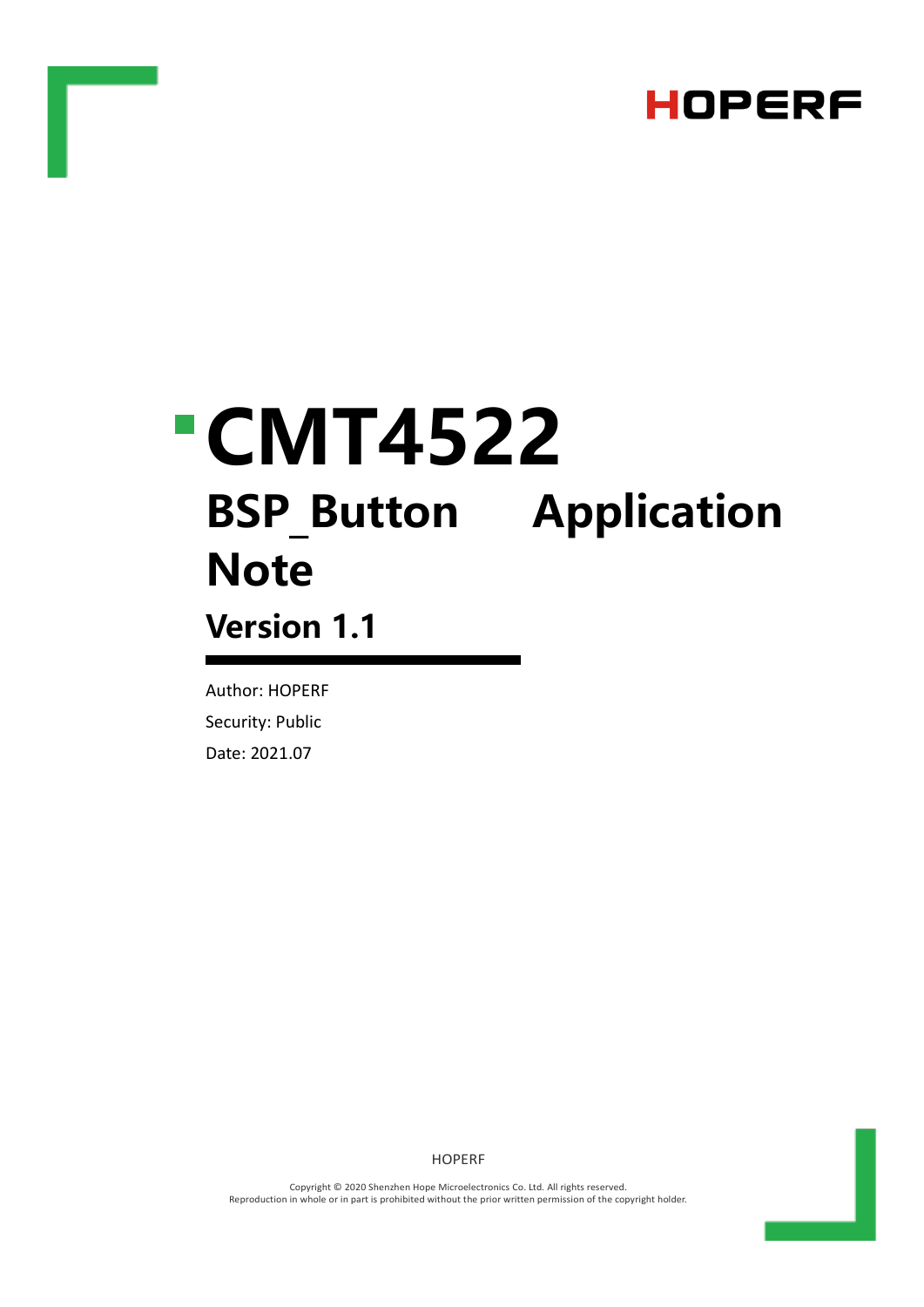HOPERF

# CMT4522

## BSP_Button Application Note

### Version 1.1

Author: HOPERF

Security: Public

Date: 2021.07

HOPERF

Copyright © 2020 Shenzhen Hope Microelectronics Co. Ltd. All rights reserved.
Reproduction in whole or in part is prohibited without the prior written permission of the copyright holder.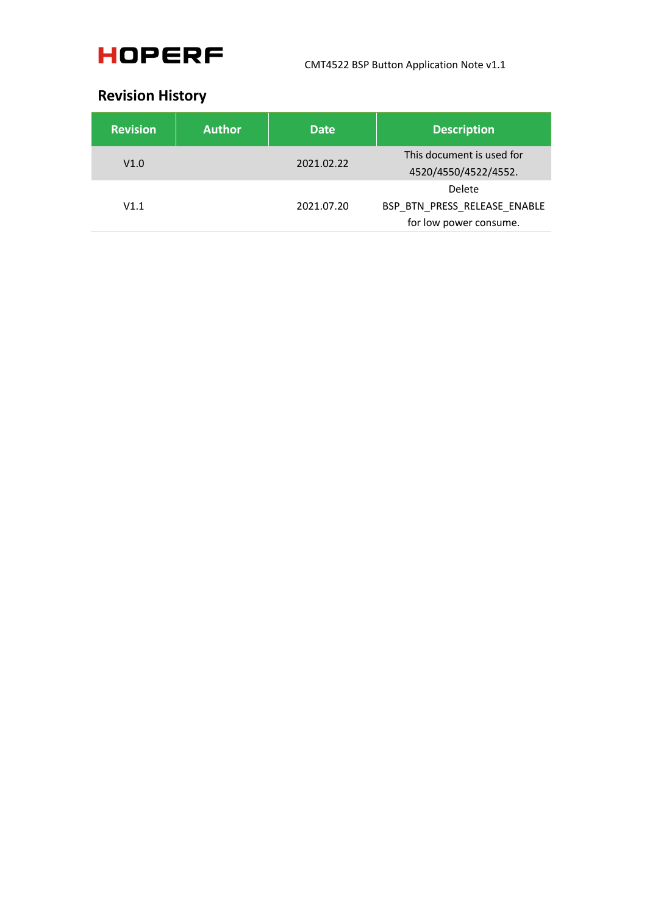## Revision History

| Revision | Author | Date | Description |
|---|---|---|---|
| V1.0 | | 2021.02.22 | This document is used for 4520/4550/4522/4552. |
| V1.1 | | 2021.07.20 | Delete BSP_BTN_PRESS_RELEASE_ENABLE for low power consume. |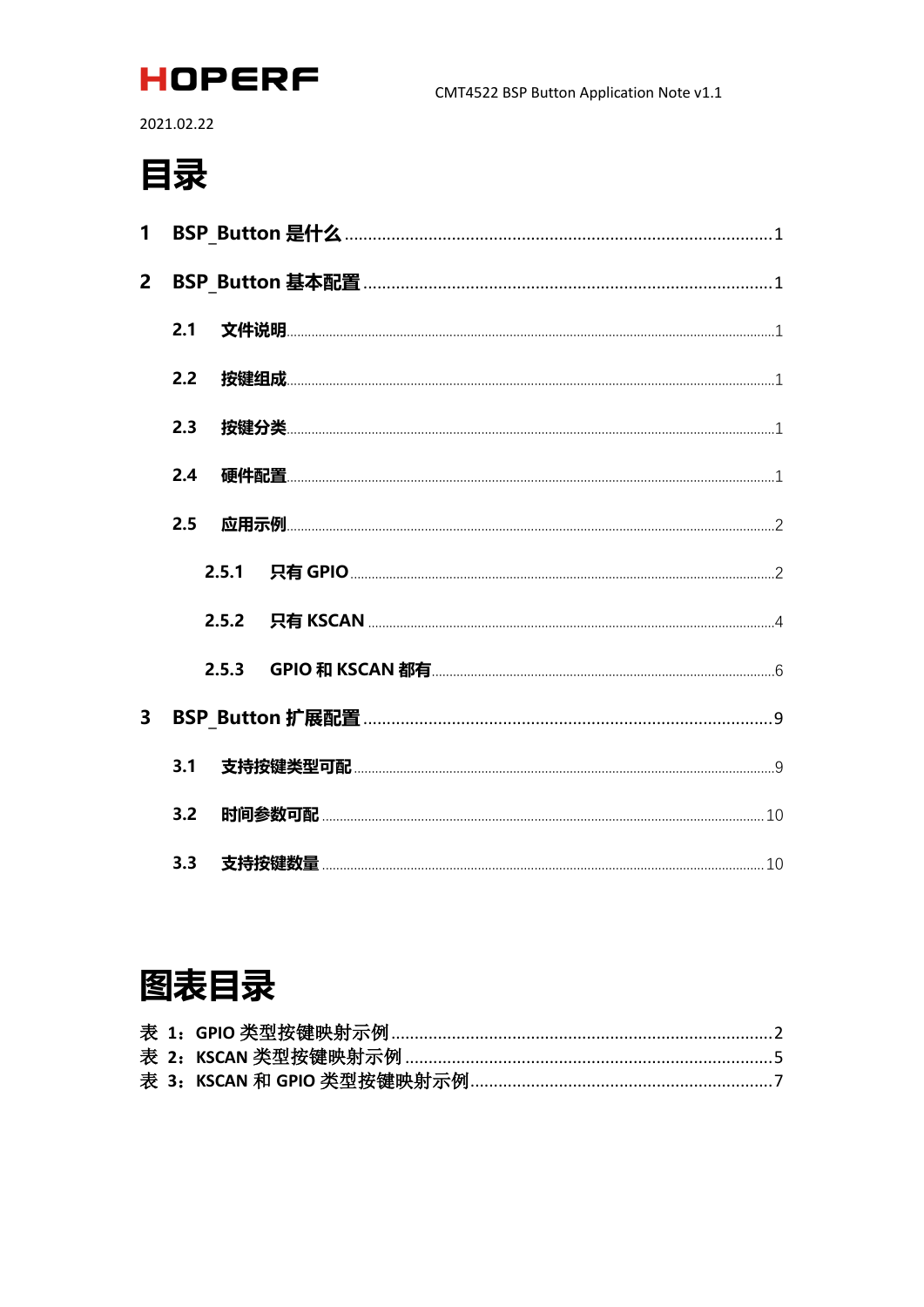# 目录

1 BSP_Button 是什么 ........................................................................................ 1

2 BSP_Button 基本配置 ..................................................................................... 1

  2.1 文件说明 ........................................................................................................ 1

  2.2 按键组成 ........................................................................................................ 1

  2.3 按键分类 ........................................................................................................ 1

  2.4 硬件配置 ........................................................................................................ 1

  2.5 应用示例 ........................................................................................................ 2

    2.5.1 只有 GPIO ................................................................................................ 2

    2.5.2 只有 KSCAN ............................................................................................. 4

    2.5.3 GPIO 和 KSCAN 都有 .............................................................................. 6

3 BSP_Button 扩展配置 ..................................................................................... 9

  3.1 支持按键类型可配 ........................................................................................ 9

  3.2 时间参数可配 .............................................................................................. 10

  3.3 支持按键数量 .............................................................................................. 10

# 图表目录

表 1：GPIO 类型按键映射示例 ........................................................................... 2

表 2：KSCAN 类型按键映射示例 ........................................................................ 5

表 3：KSCAN 和 GPIO 类型按键映射示例 ......................................................... 7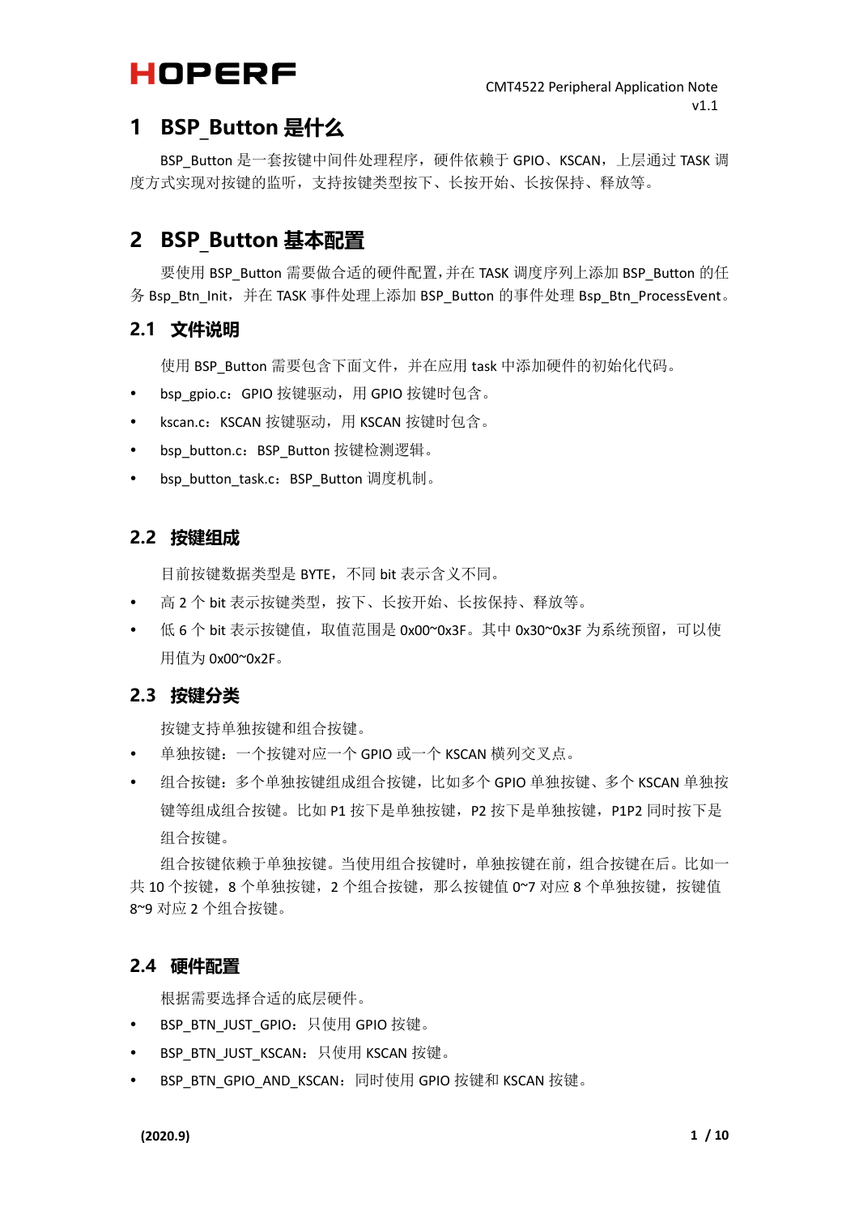# 1 BSP_Button 是什么

BSP_Button 是一套按键中间件处理程序，硬件依赖于 GPIO、KSCAN，上层通过 TASK 调度方式实现对按键的监听，支持按键类型按下、长按开始、长按保持、释放等。

# 2 BSP_Button 基本配置

要使用 BSP_Button 需要做合适的硬件配置，并在 TASK 调度序列上添加 BSP_Button 的任务 Bsp_Btn_Init，并在 TASK 事件处理上添加 BSP_Button 的事件处理 Bsp_Btn_ProcessEvent。

## 2.1 文件说明

使用 BSP_Button 需要包含下面文件，并在应用 task 中添加硬件的初始化代码。

- bsp_gpio.c：GPIO 按键驱动，用 GPIO 按键时包含。
- kscan.c：KSCAN 按键驱动，用 KSCAN 按键时包含。
- bsp_button.c：BSP_Button 按键检测逻辑。
- bsp_button_task.c：BSP_Button 调度机制。

## 2.2 按键组成

目前按键数据类型是 BYTE，不同 bit 表示含义不同。

- 高 2 个 bit 表示按键类型，按下、长按开始、长按保持、释放等。
- 低 6 个 bit 表示按键值，取值范围是 0x00~0x3F。其中 0x30~0x3F 为系统预留，可以使用值为 0x00~0x2F。

## 2.3 按键分类

按键支持单独按键和组合按键。

- 单独按键：一个按键对应一个 GPIO 或一个 KSCAN 横列交叉点。
- 组合按键：多个单独按键组成组合按键，比如多个 GPIO 单独按键、多个 KSCAN 单独按键等组成组合按键。比如 P1 按下是单独按键，P2 按下是单独按键，P1P2 同时按下是组合按键。

组合按键依赖于单独按键。当使用组合按键时，单独按键在前，组合按键在后。比如一共 10 个按键，8 个单独按键，2 个组合按键，那么按键值 0~7 对应 8 个单独按键，按键值 8~9 对应 2 个组合按键。

## 2.4 硬件配置

根据需要选择合适的底层硬件。

- BSP_BTN_JUST_GPIO：只使用 GPIO 按键。
- BSP_BTN_JUST_KSCAN：只使用 KSCAN 按键。
- BSP_BTN_GPIO_AND_KSCAN：同时使用 GPIO 按键和 KSCAN 按键。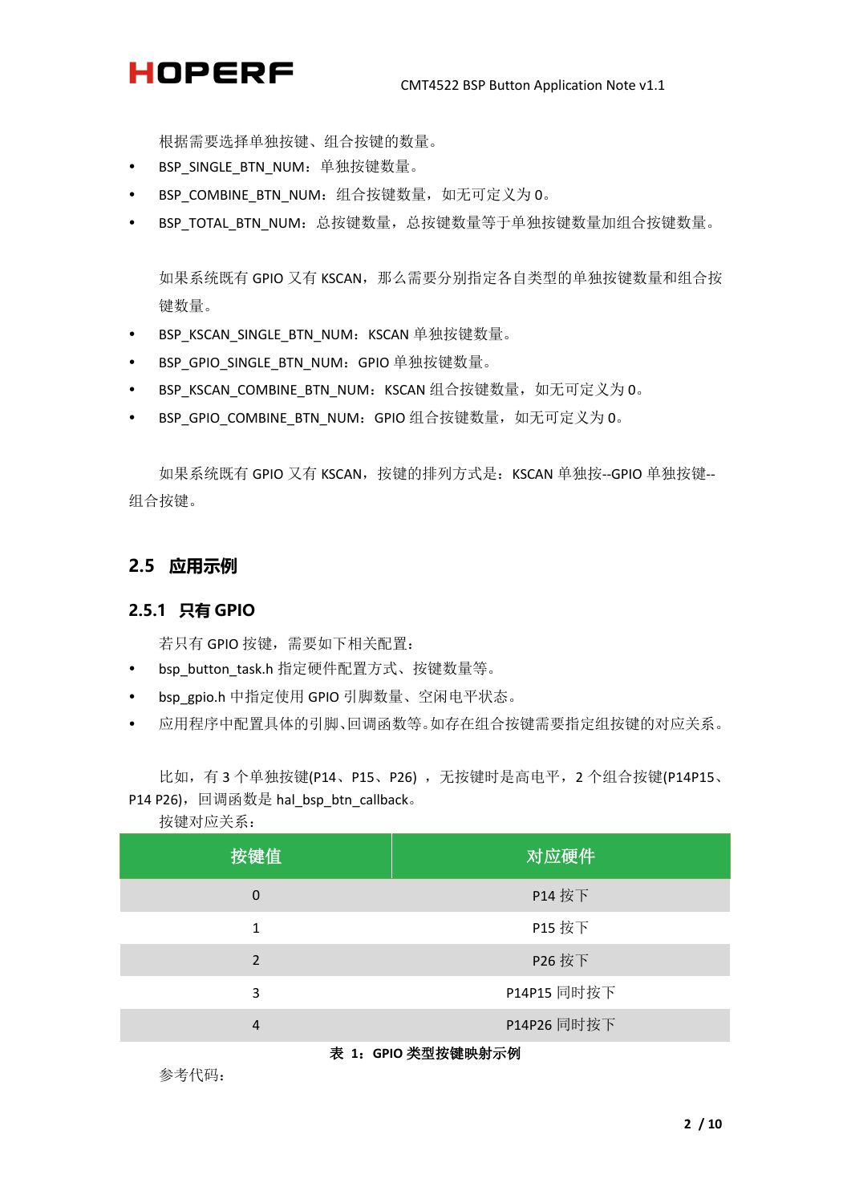根据需要选择单独按键、组合按键的数量。

- BSP_SINGLE_BTN_NUM：单独按键数量。
- BSP_COMBINE_BTN_NUM：组合按键数量，如无可定义为 0。
- BSP_TOTAL_BTN_NUM：总按键数量，总按键数量等于单独按键数量加组合按键数量。

如果系统既有 GPIO 又有 KSCAN，那么需要分别指定各自类型的单独按键数量和组合按键数量。

- BSP_KSCAN_SINGLE_BTN_NUM：KSCAN 单独按键数量。
- BSP_GPIO_SINGLE_BTN_NUM：GPIO 单独按键数量。
- BSP_KSCAN_COMBINE_BTN_NUM：KSCAN 组合按键数量，如无可定义为 0。
- BSP_GPIO_COMBINE_BTN_NUM：GPIO 组合按键数量，如无可定义为 0。

如果系统既有 GPIO 又有 KSCAN，按键的排列方式是：KSCAN 单独按--GPIO 单独按键--组合按键。

## 2.5 应用示例

### 2.5.1 只有 GPIO

若只有 GPIO 按键，需要如下相关配置：

- bsp_button_task.h 指定硬件配置方式、按键数量等。
- bsp_gpio.h 中指定使用 GPIO 引脚数量、空闲电平状态。
- 应用程序中配置具体的引脚、回调函数等。如存在组合按键需要指定组按键的对应关系。

比如，有 3 个单独按键(P14、P15、P26) ，无按键时是高电平，2 个组合按键(P14P15、P14 P26)，回调函数是 hal_bsp_btn_callback。

按键对应关系：

| 按键值 | 对应硬件 |
| --- | --- |
| 0 | P14 按下 |
| 1 | P15 按下 |
| 2 | P26 按下 |
| 3 | P14P15 同时按下 |
| 4 | P14P26 同时按下 |

**表 1：GPIO 类型按键映射示例**

参考代码：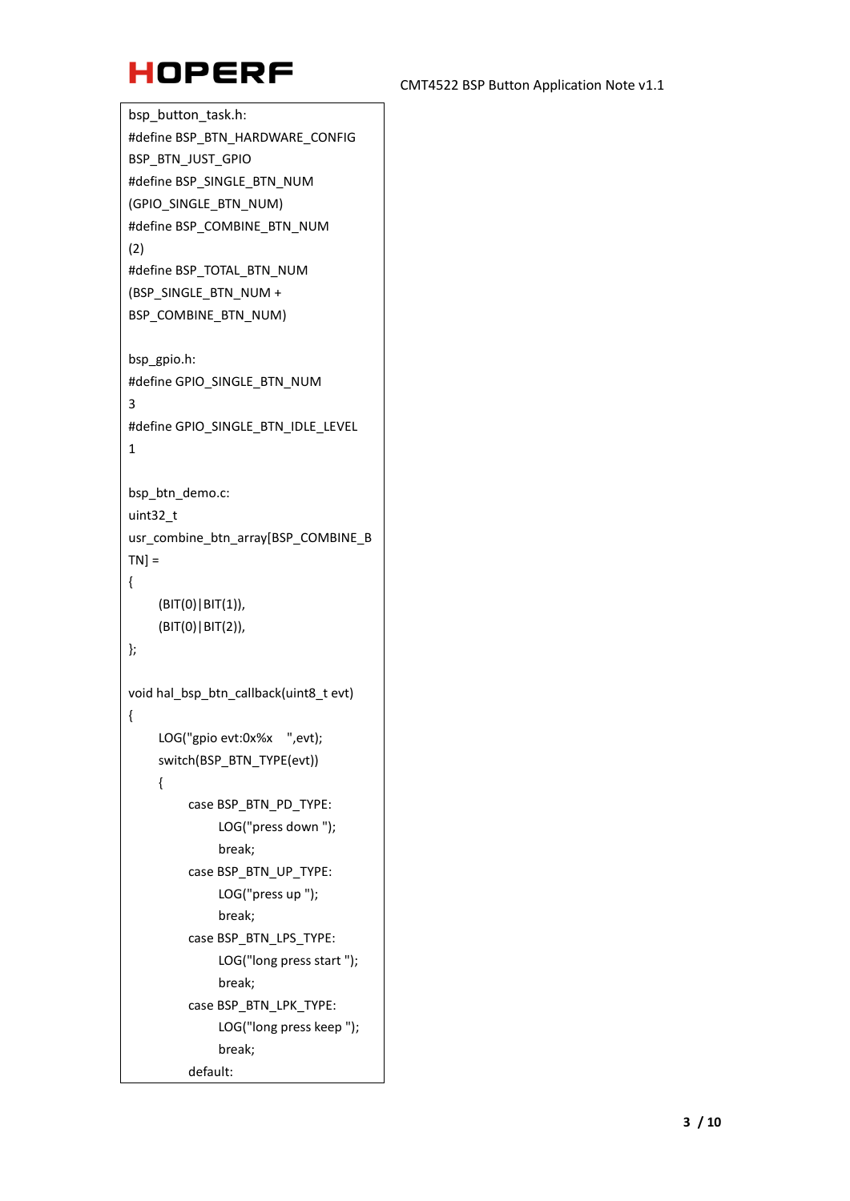```
bsp_button_task.h:
#define BSP_BTN_HARDWARE_CONFIG
BSP_BTN_JUST_GPIO
#define BSP_SINGLE_BTN_NUM
(GPIO_SINGLE_BTN_NUM)
#define BSP_COMBINE_BTN_NUM
(2)
#define BSP_TOTAL_BTN_NUM
(BSP_SINGLE_BTN_NUM +
BSP_COMBINE_BTN_NUM)

bsp_gpio.h:
#define GPIO_SINGLE_BTN_NUM
3
#define GPIO_SINGLE_BTN_IDLE_LEVEL
1

bsp_btn_demo.c:
uint32_t
usr_combine_btn_array[BSP_COMBINE_B
TN] =
{
	(BIT(0)|BIT(1)),
	(BIT(0)|BIT(2)),
};

void hal_bsp_btn_callback(uint8_t evt)
{
	LOG("gpio evt:0x%x   ",evt);
	switch(BSP_BTN_TYPE(evt))
	{
		case BSP_BTN_PD_TYPE:
			LOG("press down ");
			break;
		case BSP_BTN_UP_TYPE:
			LOG("press up ");
			break;
		case BSP_BTN_LPS_TYPE:
			LOG("long press start ");
			break;
		case BSP_BTN_LPK_TYPE:
			LOG("long press keep ");
			break;
		default:
```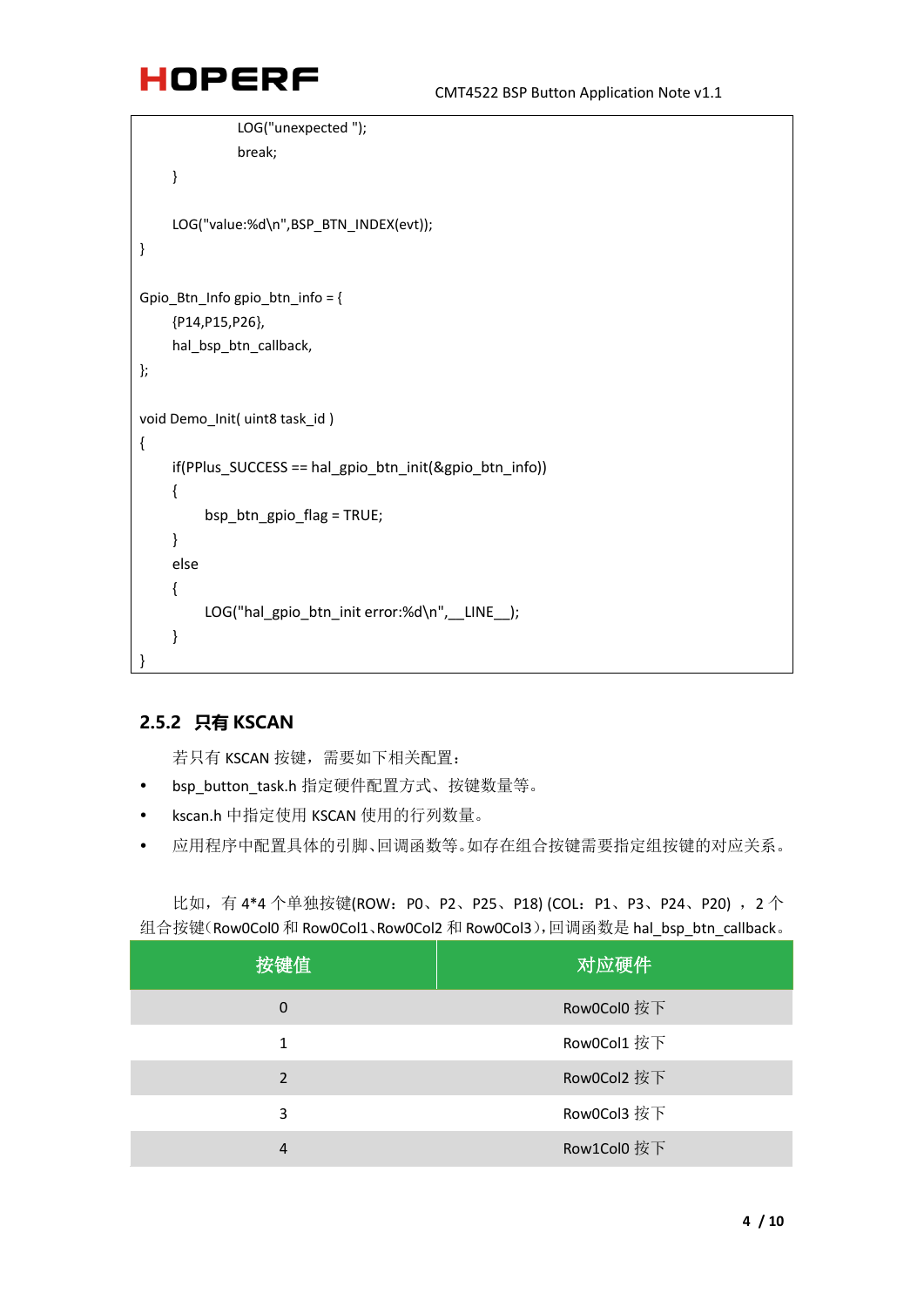```
            LOG("unexpected ");
            break;
    }

    LOG("value:%d\n",BSP_BTN_INDEX(evt));
}

Gpio_Btn_Info gpio_btn_info = {
    {P14,P15,P26},
    hal_bsp_btn_callback,
};

void Demo_Init( uint8 task_id )
{
    if(PPlus_SUCCESS == hal_gpio_btn_init(&gpio_btn_info))
    {
        bsp_btn_gpio_flag = TRUE;
    }
    else
    {
        LOG("hal_gpio_btn_init error:%d\n",__LINE__);
    }
}
```

### 2.5.2 只有 KSCAN

若只有 KSCAN 按键，需要如下相关配置：

- bsp_button_task.h 指定硬件配置方式、按键数量等。
- kscan.h 中指定使用 KSCAN 使用的行列数量。
- 应用程序中配置具体的引脚、回调函数等。如存在组合按键需要指定组按键的对应关系。

比如，有 4*4 个单独按键(ROW：P0、P2、P25、P18) (COL：P1、P3、P24、P20) ，2 个组合按键(Row0Col0 和 Row0Col1、Row0Col2 和 Row0Col3)，回调函数是 hal_bsp_btn_callback。

| 按键值 | 对应硬件 |
|---|---|
| 0 | Row0Col0 按下 |
| 1 | Row0Col1 按下 |
| 2 | Row0Col2 按下 |
| 3 | Row0Col3 按下 |
| 4 | Row1Col0 按下 |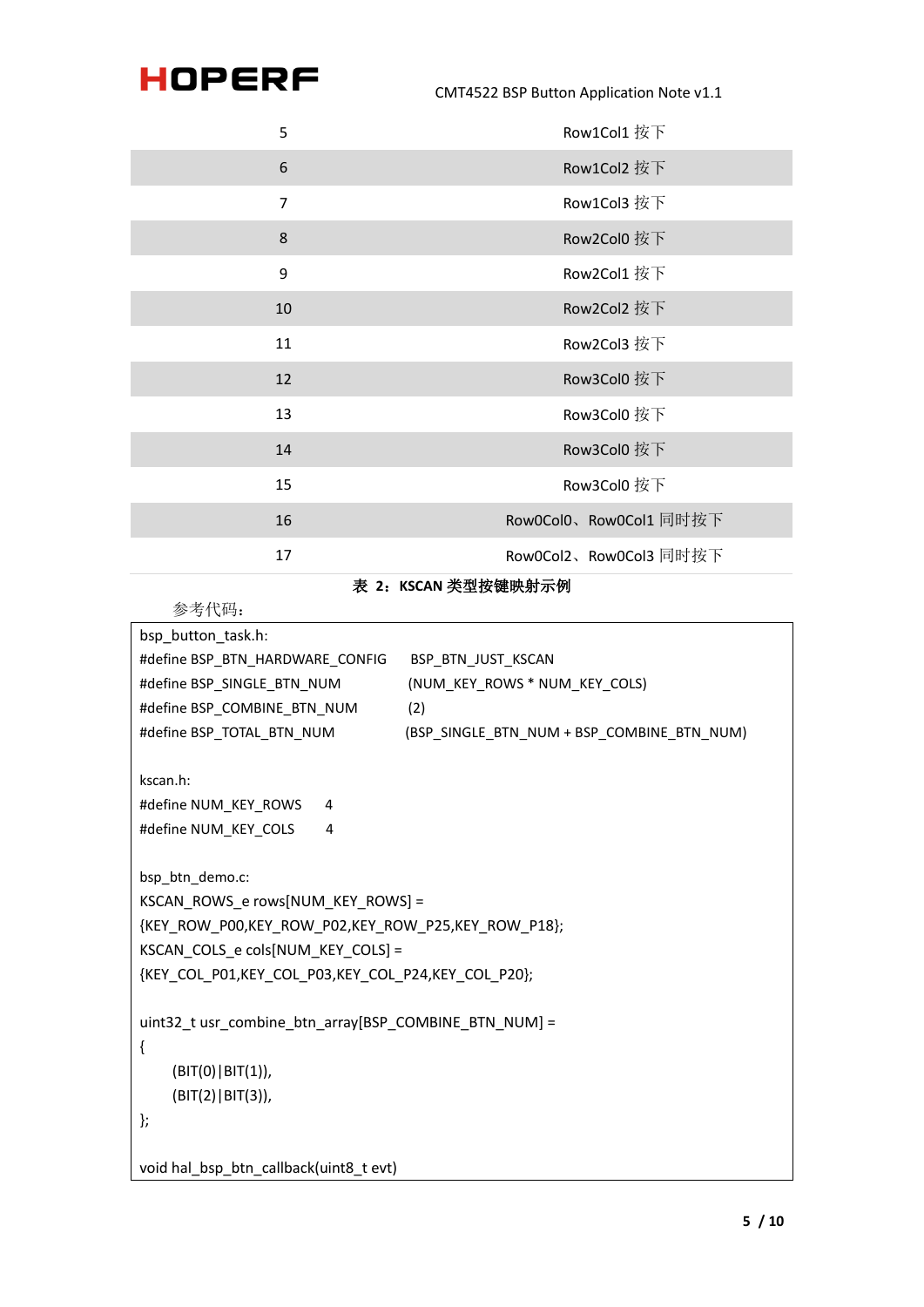| | |
|---|---|
| 5 | Row1Col1 按下 |
| 6 | Row1Col2 按下 |
| 7 | Row1Col3 按下 |
| 8 | Row2Col0 按下 |
| 9 | Row2Col1 按下 |
| 10 | Row2Col2 按下 |
| 11 | Row2Col3 按下 |
| 12 | Row3Col0 按下 |
| 13 | Row3Col0 按下 |
| 14 | Row3Col0 按下 |
| 15 | Row3Col0 按下 |
| 16 | Row0Col0、Row0Col1 同时按下 |
| 17 | Row0Col2、Row0Col3 同时按下 |

**表 2：KSCAN 类型按键映射示例**

参考代码：

```
bsp_button_task.h:
#define BSP_BTN_HARDWARE_CONFIG     BSP_BTN_JUST_KSCAN
#define BSP_SINGLE_BTN_NUM          (NUM_KEY_ROWS * NUM_KEY_COLS)
#define BSP_COMBINE_BTN_NUM         (2)
#define BSP_TOTAL_BTN_NUM           (BSP_SINGLE_BTN_NUM + BSP_COMBINE_BTN_NUM)

kscan.h:
#define NUM_KEY_ROWS      4
#define NUM_KEY_COLS      4

bsp_btn_demo.c:
KSCAN_ROWS_e rows[NUM_KEY_ROWS] =
{KEY_ROW_P00,KEY_ROW_P02,KEY_ROW_P25,KEY_ROW_P18};
KSCAN_COLS_e cols[NUM_KEY_COLS] =
{KEY_COL_P01,KEY_COL_P03,KEY_COL_P24,KEY_COL_P20};

uint32_t usr_combine_btn_array[BSP_COMBINE_BTN_NUM] =
{
    (BIT(0)|BIT(1)),
    (BIT(2)|BIT(3)),
};

void hal_bsp_btn_callback(uint8_t evt)
```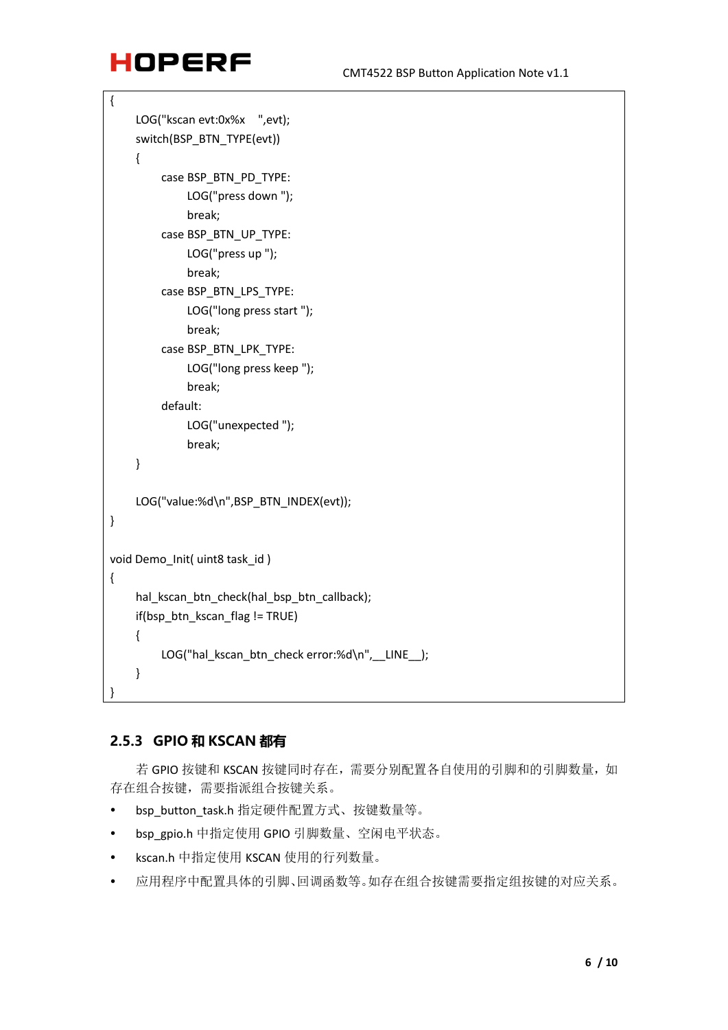```
{
    LOG("kscan evt:0x%x    ",evt);
    switch(BSP_BTN_TYPE(evt))
    {
        case BSP_BTN_PD_TYPE:
            LOG("press down ");
            break;
        case BSP_BTN_UP_TYPE:
            LOG("press up ");
            break;
        case BSP_BTN_LPS_TYPE:
            LOG("long press start ");
            break;
        case BSP_BTN_LPK_TYPE:
            LOG("long press keep ");
            break;
        default:
            LOG("unexpected ");
            break;
    }

    LOG("value:%d\n",BSP_BTN_INDEX(evt));
}

void Demo_Init( uint8 task_id )
{
    hal_kscan_btn_check(hal_bsp_btn_callback);
    if(bsp_btn_kscan_flag != TRUE)
    {
        LOG("hal_kscan_btn_check error:%d\n",__LINE__);
    }
}
```

### 2.5.3 GPIO 和 KSCAN 都有

若 GPIO 按键和 KSCAN 按键同时存在，需要分别配置各自使用的引脚和的引脚数量，如存在组合按键，需要指派组合按键关系。

- bsp_button_task.h 指定硬件配置方式、按键数量等。
- bsp_gpio.h 中指定使用 GPIO 引脚数量、空闲电平状态。
- kscan.h 中指定使用 KSCAN 使用的行列数量。
- 应用程序中配置具体的引脚、回调函数等。如存在组合按键需要指定组按键的对应关系。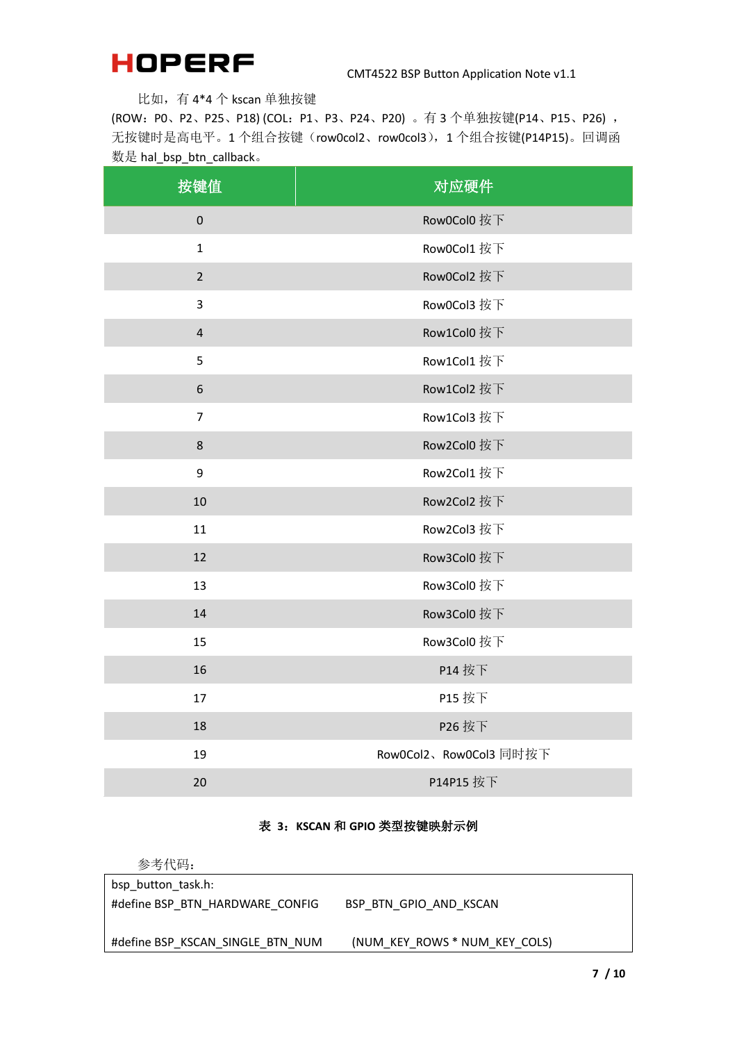比如，有 4*4 个 kscan 单独按键
(ROW：P0、P2、P25、P18) (COL：P1、P3、P24、P20) 。有 3 个单独按键(P14、P15、P26) ，无按键时是高电平。1 个组合按键（row0col2、row0col3），1 个组合按键(P14P15)。回调函数是 hal_bsp_btn_callback。

| 按键值 | 对应硬件 |
|---|---|
| 0 | Row0Col0 按下 |
| 1 | Row0Col1 按下 |
| 2 | Row0Col2 按下 |
| 3 | Row0Col3 按下 |
| 4 | Row1Col0 按下 |
| 5 | Row1Col1 按下 |
| 6 | Row1Col2 按下 |
| 7 | Row1Col3 按下 |
| 8 | Row2Col0 按下 |
| 9 | Row2Col1 按下 |
| 10 | Row2Col2 按下 |
| 11 | Row2Col3 按下 |
| 12 | Row3Col0 按下 |
| 13 | Row3Col0 按下 |
| 14 | Row3Col0 按下 |
| 15 | Row3Col0 按下 |
| 16 | P14 按下 |
| 17 | P15 按下 |
| 18 | P26 按下 |
| 19 | Row0Col2、Row0Col3 同时按下 |
| 20 | P14P15 按下 |

**表 3：KSCAN 和 GPIO 类型按键映射示例**

参考代码：

```
bsp_button_task.h:
#define BSP_BTN_HARDWARE_CONFIG        BSP_BTN_GPIO_AND_KSCAN

#define BSP_KSCAN_SINGLE_BTN_NUM        (NUM_KEY_ROWS * NUM_KEY_COLS)
```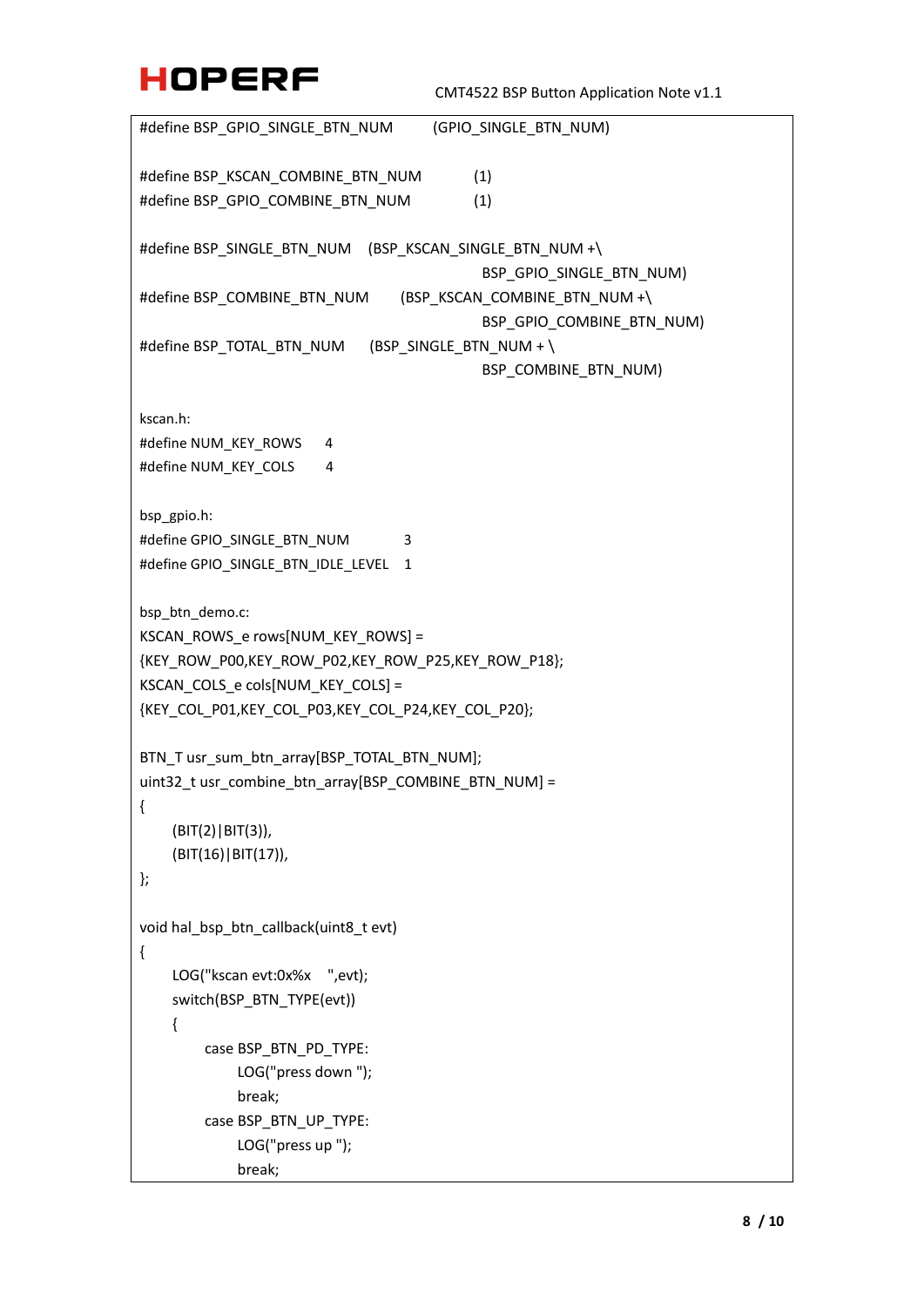```
#define BSP_GPIO_SINGLE_BTN_NUM        (GPIO_SINGLE_BTN_NUM)

#define BSP_KSCAN_COMBINE_BTN_NUM        (1)
#define BSP_GPIO_COMBINE_BTN_NUM         (1)

#define BSP_SINGLE_BTN_NUM    (BSP_KSCAN_SINGLE_BTN_NUM +\
                                    BSP_GPIO_SINGLE_BTN_NUM)
#define BSP_COMBINE_BTN_NUM     (BSP_KSCAN_COMBINE_BTN_NUM +\
                                    BSP_GPIO_COMBINE_BTN_NUM)
#define BSP_TOTAL_BTN_NUM     (BSP_SINGLE_BTN_NUM + \
                                    BSP_COMBINE_BTN_NUM)

kscan.h:
#define NUM_KEY_ROWS     4
#define NUM_KEY_COLS     4

bsp_gpio.h:
#define GPIO_SINGLE_BTN_NUM          3
#define GPIO_SINGLE_BTN_IDLE_LEVEL   1

bsp_btn_demo.c:
KSCAN_ROWS_e rows[NUM_KEY_ROWS] =
{KEY_ROW_P00,KEY_ROW_P02,KEY_ROW_P25,KEY_ROW_P18};
KSCAN_COLS_e cols[NUM_KEY_COLS] =
{KEY_COL_P01,KEY_COL_P03,KEY_COL_P24,KEY_COL_P20};

BTN_T usr_sum_btn_array[BSP_TOTAL_BTN_NUM];
uint32_t usr_combine_btn_array[BSP_COMBINE_BTN_NUM] =
{
    (BIT(2)|BIT(3)),
    (BIT(16)|BIT(17)),
};

void hal_bsp_btn_callback(uint8_t evt)
{
    LOG("kscan evt:0x%x    ",evt);
    switch(BSP_BTN_TYPE(evt))
    {
        case BSP_BTN_PD_TYPE:
            LOG("press down ");
            break;
        case BSP_BTN_UP_TYPE:
            LOG("press up ");
            break;
```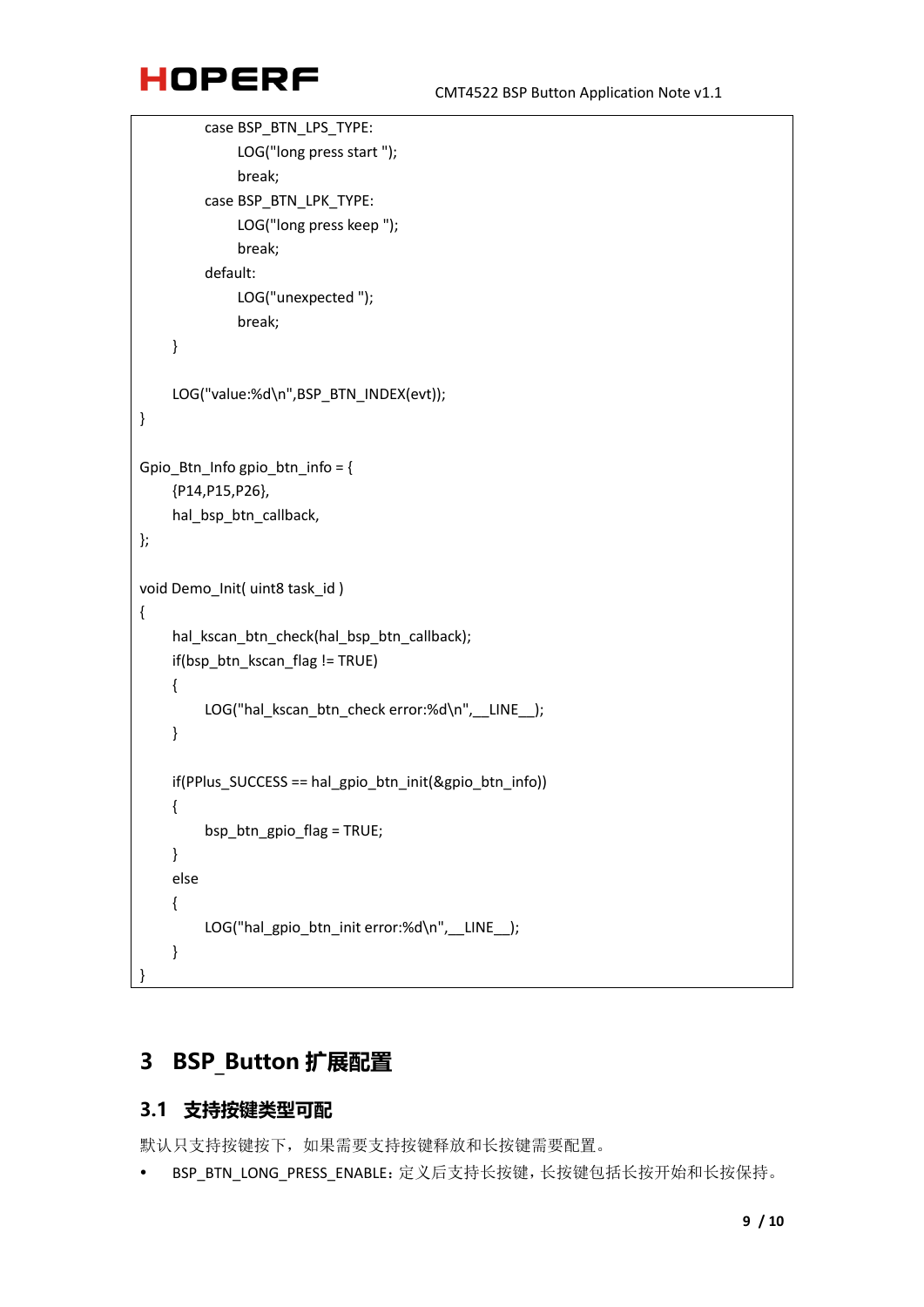```
            case BSP_BTN_LPS_TYPE:
                LOG("long press start ");
                break;
            case BSP_BTN_LPK_TYPE:
                LOG("long press keep ");
                break;
            default:
                LOG("unexpected ");
                break;
        }

        LOG("value:%d\n",BSP_BTN_INDEX(evt));
}

Gpio_Btn_Info gpio_btn_info = {
        {P14,P15,P26},
        hal_bsp_btn_callback,
};

void Demo_Init( uint8 task_id )
{
        hal_kscan_btn_check(hal_bsp_btn_callback);
        if(bsp_btn_kscan_flag != TRUE)
        {
            LOG("hal_kscan_btn_check error:%d\n",__LINE__);
        }

        if(PPlus_SUCCESS == hal_gpio_btn_init(&gpio_btn_info))
        {
            bsp_btn_gpio_flag = TRUE;
        }
        else
        {
            LOG("hal_gpio_btn_init error:%d\n",__LINE__);
        }
}
```

# 3 BSP_Button 扩展配置

## 3.1 支持按键类型可配

默认只支持按键按下，如果需要支持按键释放和长按键需要配置。

- BSP_BTN_LONG_PRESS_ENABLE：定义后支持长按键，长按键包括长按开始和长按保持。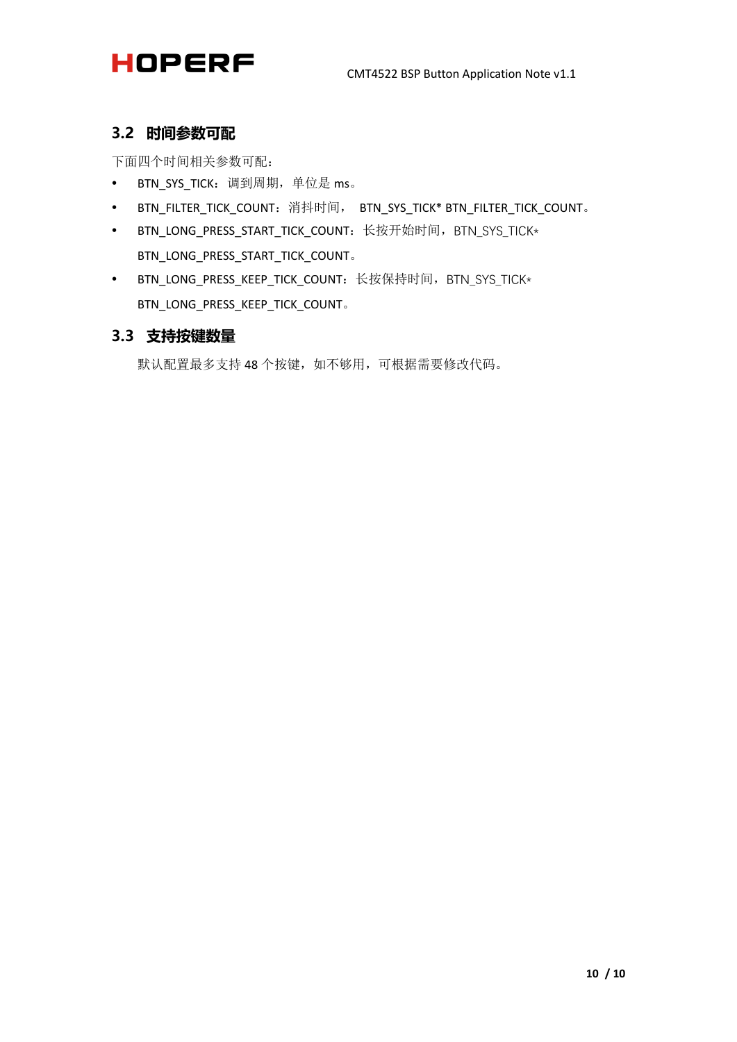## 3.2 时间参数可配

下面四个时间相关参数可配：

- BTN_SYS_TICK：调到周期，单位是 ms。
- BTN_FILTER_TICK_COUNT：消抖时间， BTN_SYS_TICK* BTN_FILTER_TICK_COUNT。
- BTN_LONG_PRESS_START_TICK_COUNT：长按开始时间，BTN_SYS_TICK* BTN_LONG_PRESS_START_TICK_COUNT。
- BTN_LONG_PRESS_KEEP_TICK_COUNT：长按保持时间，BTN_SYS_TICK* BTN_LONG_PRESS_KEEP_TICK_COUNT。

## 3.3 支持按键数量

默认配置最多支持 48 个按键，如不够用，可根据需要修改代码。